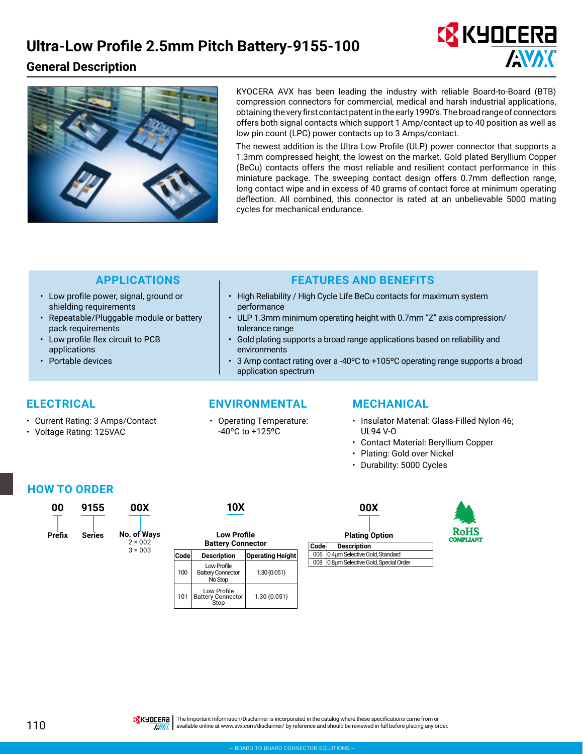# Ultra-Low Profile 2.5mm Pitch Battery-9155-100

## General Description

KYOCERA AVX has been leading the industry with reliable Board-to-Board (BTB) compression connectors for commercial, medical and harsh industrial applications, obtaining the very first contact patent in the early 1990's. The broad range of connectors offers both signal contacts which support 1 Amp/contact up to 40 position as well as low pin count (LPC) power contacts up to 3 Amps/contact.

The newest addition is the Ultra Low Profile (ULP) power connector that supports a 1.3mm compressed height, the lowest on the market. Gold plated Beryllium Copper (BeCu) contacts offers the most reliable and resilient contact performance in this miniature package. The sweeping contact design offers 0.7mm deflection range, long contact wipe and in excess of 40 grams of contact force at minimum operating deflection. All combined, this connector is rated at an unbelievable 5000 mating cycles for mechanical endurance.

### APPLICATIONS

- Low profile power, signal, ground or shielding requirements
- Repeatable/Pluggable module or battery pack requirements
- Low profile flex circuit to PCB applications
- Portable devices

### FEATURES AND BENEFITS

- High Reliability / High Cycle Life BeCu contacts for maximum system performance
- ULP 1.3mm minimum operating height with 0.7mm "Z" axis compression/ tolerance range
- Gold plating supports a broad range applications based on reliability and environments
- 3 Amp contact rating over a -40ºC to +105ºC operating range supports a broad application spectrum

### ELECTRICAL

- Current Rating: 3 Amps/Contact
- Voltage Rating: 125VAC

### ENVIRONMENTAL

- Operating Temperature: -40ºC to +125ºC

### MECHANICAL

- Insulator Material: Glass-Filled Nylon 46; UL94 V-O
- Contact Material: Beryllium Copper
- Plating: Gold over Nickel
- Durability: 5000 Cycles

### HOW TO ORDER

| 00 | 9155 | 00X | 10X | 00X |
|---|---|---|---|---|
| Prefix | Series | No. of Ways<br>2 = 002<br>3 = 003 | Low Profile Battery Connector | Plating Option |

**Low Profile Battery Connector**

| Code | Description | Operating Height |
|---|---|---|
| 100 | Low Profile Battery Connector No Stop | 1.30 (0.051) |
| 101 | Low Profile Battery Connector Stop | 1.30 (0.051) |

**Plating Option**

| Code | Description |
|---|---|
| 006 | 0.4μm Selective Gold, Standard |
| 008 | 0.8μm Selective Gold, Special Order |

RoHS COMPLIANT

The Important Information/Disclaimer is incorporated in the catalog where these specifications came from or available online at www.avx.com/disclaimer/ by reference and should be reviewed in full before placing any order.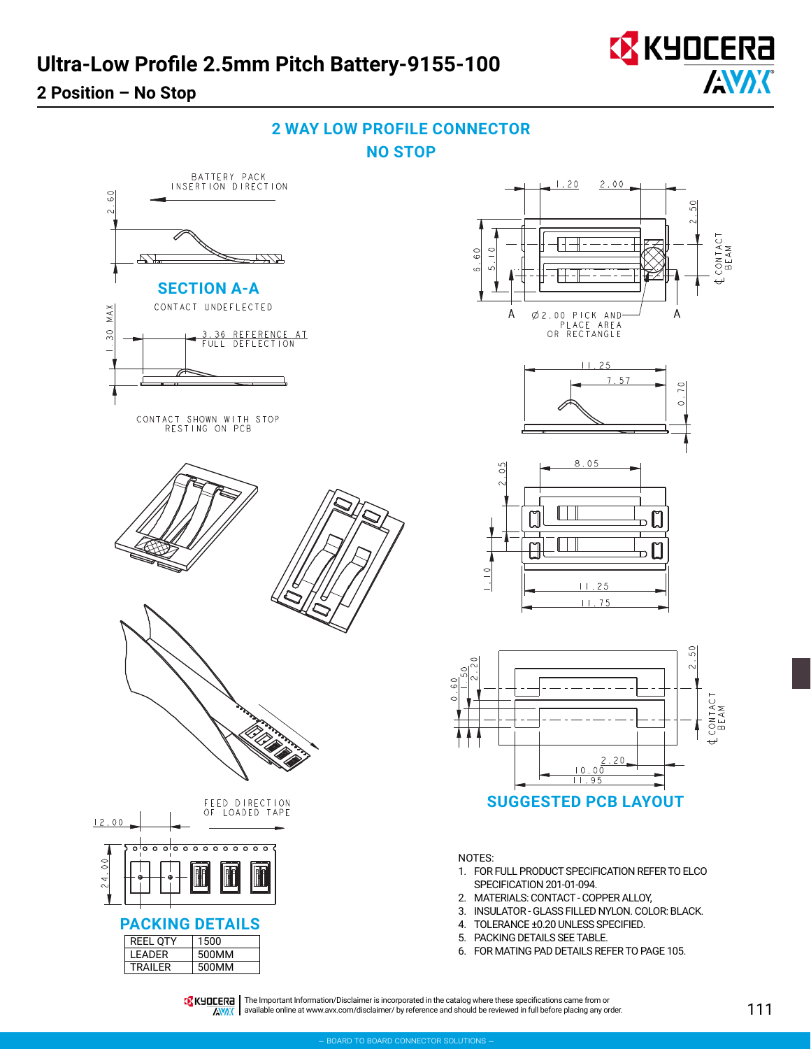# Ultra-Low Profile 2.5mm Pitch Battery-9155-100

## 2 Position – No Stop

## 2 WAY LOW PROFILE CONNECTOR
## NO STOP

BATTERY PACK INSERTION DIRECTION

2.60

### SECTION A-A

CONTACT UNDEFLECTED

1.30 MAX

3.36 REFERENCE AT FULL DEFLECTION

CONTACT SHOWN WITH STOP RESTING ON PCB

1.20   2.00

2.50

6.60   5.10

℄ CONTACT BEAM

A   Ø2.00 PICK AND PLACE AREA OR RECTANGLE   A

11.25

7.57

0.70

8.05

2.05

1.10

11.25

11.75

0.60   1.50   2.20

2.50

℄ CONTACT BEAM

2.20

10.00

11.95

### SUGGESTED PCB LAYOUT

FEED DIRECTION OF LOADED TAPE

12.00

24.00

### PACKING DETAILS

| REEL QTY | 1500 |
|---|---|
| LEADER | 500MM |
| TRAILER | 500MM |

NOTES:

1. FOR FULL PRODUCT SPECIFICATION REFER TO ELCO SPECIFICATION 201-01-094.
2. MATERIALS: CONTACT - COPPER ALLOY,
3. INSULATOR - GLASS FILLED NYLON. COLOR: BLACK.
4. TOLERANCE ±0.20 UNLESS SPECIFIED.
5. PACKING DETAILS SEE TABLE.
6. FOR MATING PAD DETAILS REFER TO PAGE 105.

The Important Information/Disclaimer is incorporated in the catalog where these specifications came from or available online at www.avx.com/disclaimer/ by reference and should be reviewed in full before placing any order.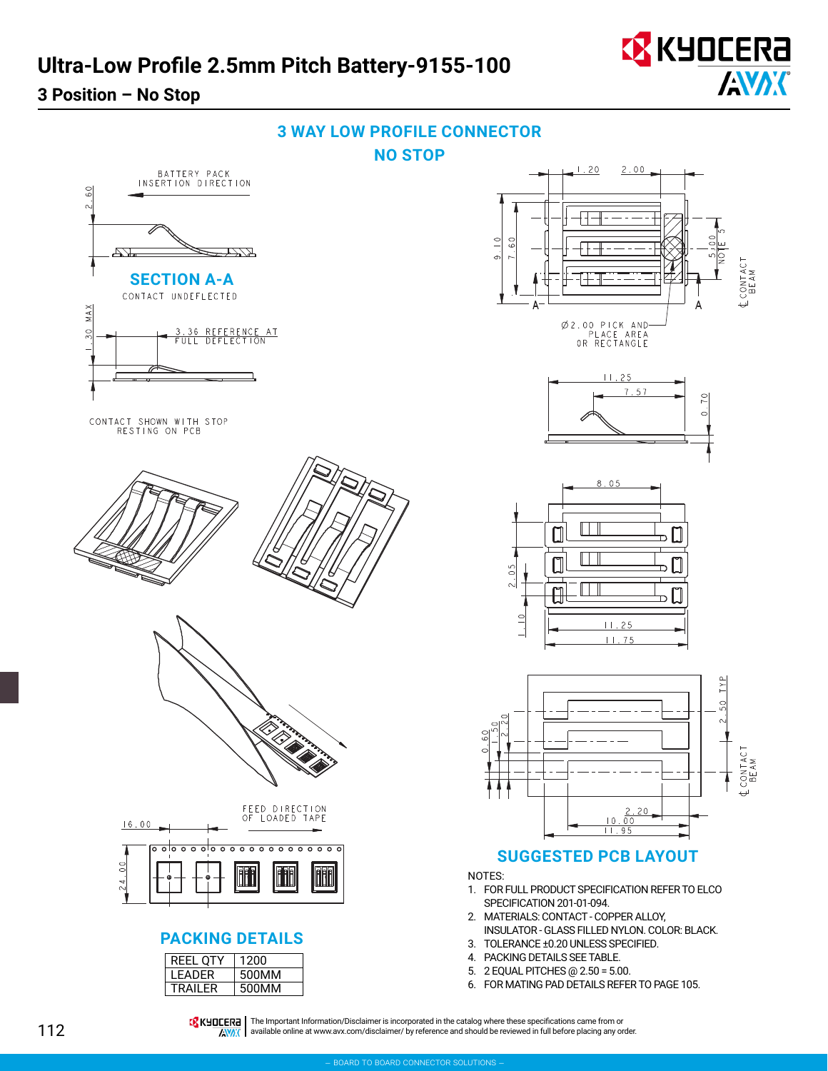# Ultra-Low Profile 2.5mm Pitch Battery-9155-100

## 3 Position – No Stop

## 3 WAY LOW PROFILE CONNECTOR
## NO STOP

BATTERY PACK INSERTION DIRECTION

2.60

### SECTION A-A

CONTACT UNDEFLECTED

1.30 MAX

3.36 REFERENCE AT FULL DEFLECTION

CONTACT SHOWN WITH STOP RESTING ON PCB

1.20  2.00

9.10  7.60

5.00 NOTE 5

℄ CONTACT BEAM

A  A

Ø2.00 PICK AND PLACE AREA OR RECTANGLE

11.25  7.57  0.70

8.05

2.05  1.10

11.25  11.75

FEED DIRECTION OF LOADED TAPE

16.00

24.00

0.60  1.50  2.20

2.50 TYP

℄ CONTACT BEAM

2.20  10.00  11.95

### SUGGESTED PCB LAYOUT

NOTES:

1. FOR FULL PRODUCT SPECIFICATION REFER TO ELCO SPECIFICATION 201-01-094.
2. MATERIALS: CONTACT - COPPER ALLOY, INSULATOR - GLASS FILLED NYLON. COLOR: BLACK.
3. TOLERANCE ±0.20 UNLESS SPECIFIED.
4. PACKING DETAILS SEE TABLE.
5. 2 EQUAL PITCHES @ 2.50 = 5.00.
6. FOR MATING PAD DETAILS REFER TO PAGE 105.

### PACKING DETAILS

| REEL QTY | 1200 |
|---|---|
| LEADER | 500MM |
| TRAILER | 500MM |

The Important Information/Disclaimer is incorporated in the catalog where these specifications came from or available online at www.avx.com/disclaimer/ by reference and should be reviewed in full before placing any order.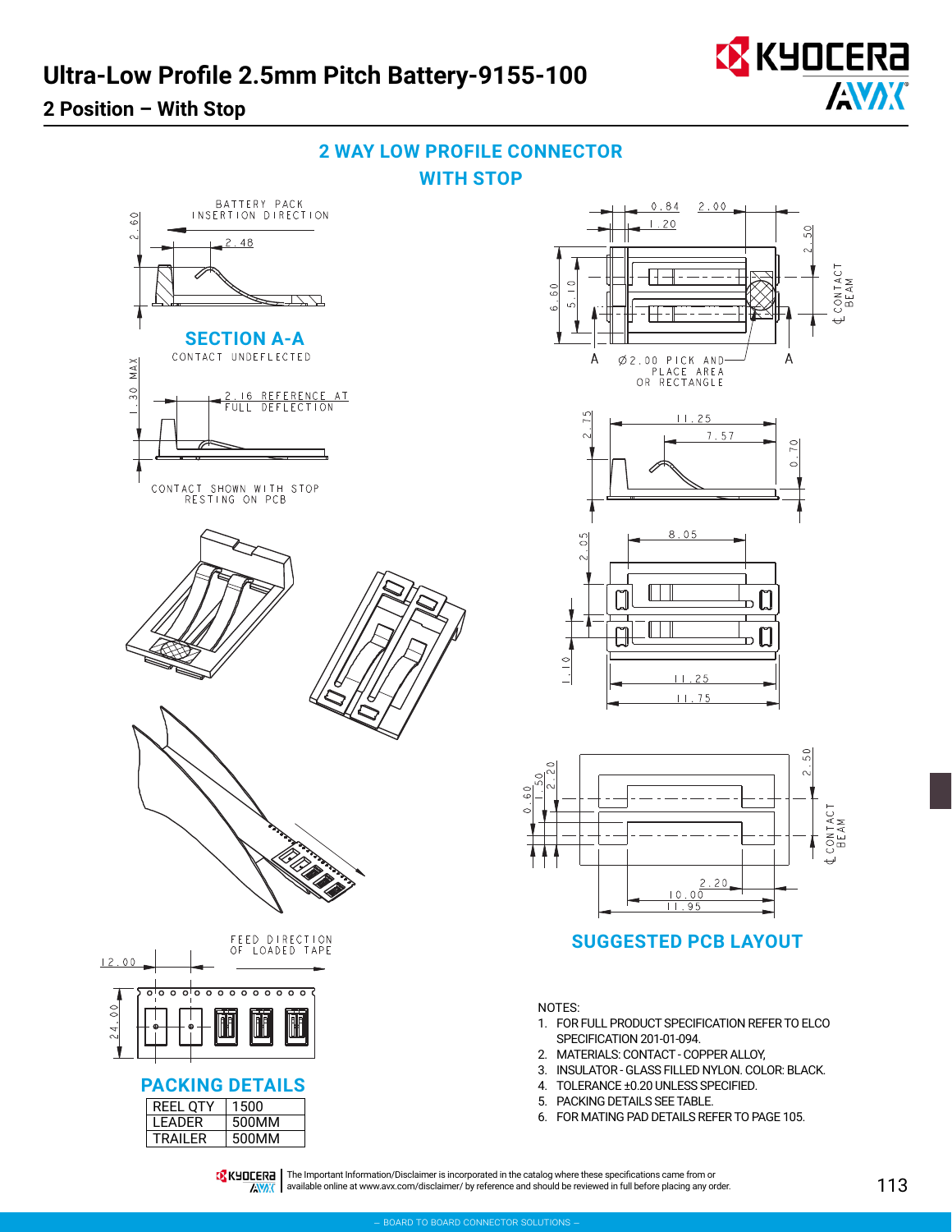# Ultra-Low Profile 2.5mm Pitch Battery-9155-100

## 2 Position – With Stop

### 2 WAY LOW PROFILE CONNECTOR WITH STOP

BATTERY PACK INSERTION DIRECTION

2.60

2.48

**SECTION A-A**

CONTACT UNDEFLECTED

1.30 MAX

2.16 REFERENCE AT FULL DEFLECTION

CONTACT SHOWN WITH STOP RESTING ON PCB

0.84 2.00

1.20

6.60 5.10

2.50

℄ CONTACT BEAM

A Ø2.00 PICK AND PLACE AREA OR RECTANGLE A

2.75

11.25

7.57

0.70

2.05

8.05

1.10

11.25

11.75

0.60 1.50 2.20

2.50

℄ CONTACT BEAM

2.20

10.00

11.95

**SUGGESTED PCB LAYOUT**

12.00

FEED DIRECTION OF LOADED TAPE

24.00

**PACKING DETAILS**

| REEL QTY | 1500 |
|---|---|
| LEADER | 500MM |
| TRAILER | 500MM |

NOTES:

1. FOR FULL PRODUCT SPECIFICATION REFER TO ELCO SPECIFICATION 201-01-094.
2. MATERIALS: CONTACT - COPPER ALLOY,
3. INSULATOR - GLASS FILLED NYLON. COLOR: BLACK.
4. TOLERANCE ±0.20 UNLESS SPECIFIED.
5. PACKING DETAILS SEE TABLE.
6. FOR MATING PAD DETAILS REFER TO PAGE 105.

The Important Information/Disclaimer is incorporated in the catalog where these specifications came from or available online at www.avx.com/disclaimer/ by reference and should be reviewed in full before placing any order.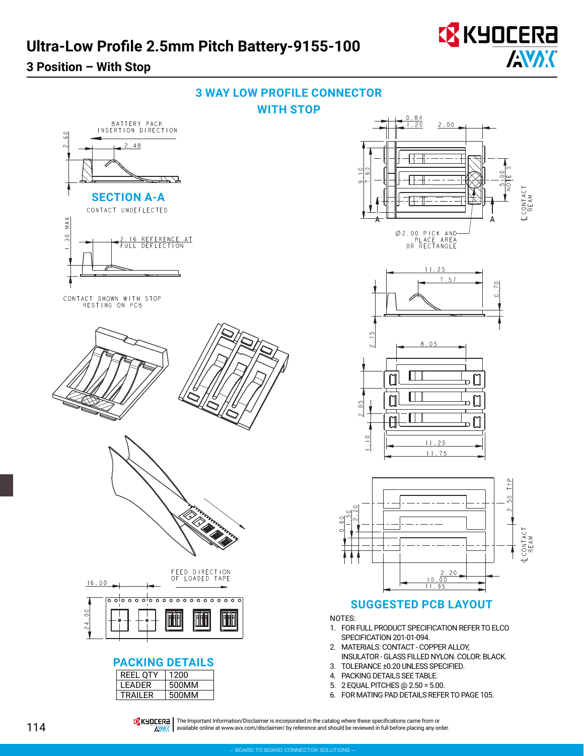# Ultra-Low Profile 2.5mm Pitch Battery-9155-100

## 3 Position – With Stop

### 3 WAY LOW PROFILE CONNECTOR WITH STOP

BATTERY PACK INSERTION DIRECTION

2.60

2.48

### SECTION A-A

CONTACT UNDEFLECTED

1.30 MAX

2.16 REFERENCE AT FULL DEFLECTION

CONTACT SHOWN WITH STOP RESTING ON PCB

0.84

1.20

2.00

9.10

7.60

5.00 NOTE 5

℄ CONTACT BEAM

Ø2.00 PICK AND PLACE AREA OR RECTANGLE

11.25

7.57

0.70

2.75

8.05

2.05

1.10

11.25

11.75

2.50 TYP

0.60

1.50

2.20

℄ CONTACT BEAM

2.20

10.00

11.95

FEED DIRECTION OF LOADED TAPE

16.00

24.00

### SUGGESTED PCB LAYOUT

### PACKING DETAILS

| REEL QTY | 1200 |
|---|---|
| LEADER | 500MM |
| TRAILER | 500MM |

NOTES:

1. FOR FULL PRODUCT SPECIFICATION REFER TO ELCO SPECIFICATION 201-01-094.
2. MATERIALS: CONTACT - COPPER ALLOY, INSULATOR - GLASS FILLED NYLON. COLOR: BLACK.
3. TOLERANCE ±0.20 UNLESS SPECIFIED.
4. PACKING DETAILS SEE TABLE.
5. 2 EQUAL PITCHES @ 2.50 = 5.00.
6. FOR MATING PAD DETAILS REFER TO PAGE 105.

The Important Information/Disclaimer is incorporated in the catalog where these specifications came from or available online at www.avx.com/disclaimer/ by reference and should be reviewed in full before placing any order.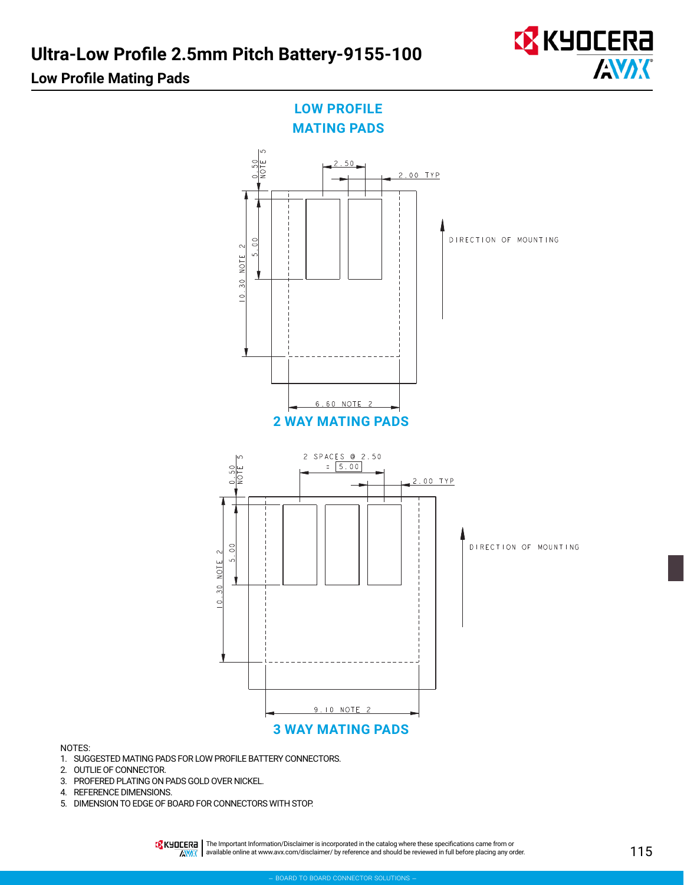# Ultra-Low Profile 2.5mm Pitch Battery-9155-100

## Low Profile Mating Pads

LOW PROFILE
MATING PADS

2.50
2.00 TYP
0.50 NOTE 5
5.00
10.30 NOTE 2
DIRECTION OF MOUNTING
6.60 NOTE 2

2 WAY MATING PADS

2 SPACES @ 2.50
= 5.00
2.00 TYP
0.50 NOTE 5
5.00
10.30 NOTE 2
DIRECTION OF MOUNTING
9.10 NOTE 2

3 WAY MATING PADS

NOTES:

1. SUGGESTED MATING PADS FOR LOW PROFILE BATTERY CONNECTORS.
2. OUTLIE OF CONNECTOR.
3. PROFERED PLATING ON PADS GOLD OVER NICKEL.
4. REFERENCE DIMENSIONS.
5. DIMENSION TO EDGE OF BOARD FOR CONNECTORS WITH STOP.

The Important Information/Disclaimer is incorporated in the catalog where these specifications came from or available online at www.avx.com/disclaimer/ by reference and should be reviewed in full before placing any order.